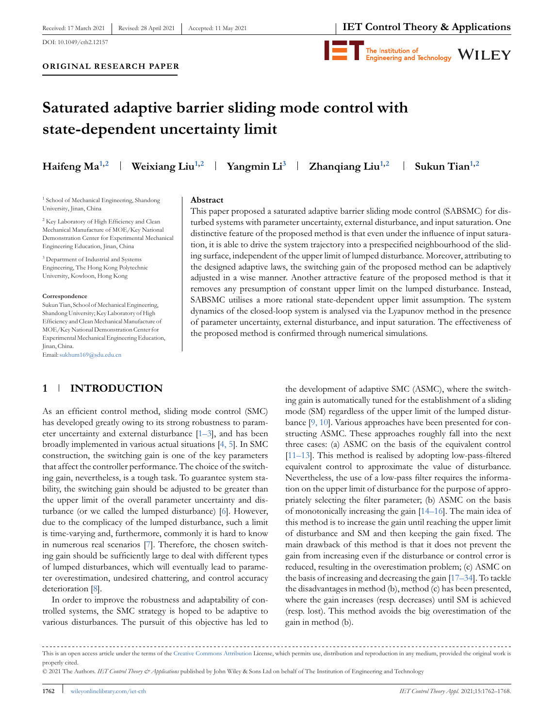Received: 17 March 2021 | Revised: 28 April 2021 | Accepted: 11 May 2021

DOI: 10.1049/cth2.12157

**ORIGINAL RESEARCH PAPER**

# Saturated adaptive barrier sliding mode control with state-dependent uncertainty limit

**Haifeng Ma**[1,2] | **Weixiang Liu**[1,2] | **Yangmin Li**[3] | **Zhanqiang Liu**[1,2] | **Sukun Tian**[1,2]

[1] School of Mechanical Engineering, Shandong University, Jinan, China

[2] Key Laboratory of High Efficiency and Clean Mechanical Manufacture of MOE/Key National Demonstration Center for Experimental Mechanical Engineering Education, Jinan, China

[3] Department of Industrial and Systems Engineering, The Hong Kong Polytechnic University, Kowloon, Hong Kong

**Correspondence**

Sukun Tian, School of Mechanical Engineering, Shandong University; Key Laboratory of High Efficiency and Clean Mechanical Manufacture of MOE/Key National Demonstration Center for Experimental Mechanical Engineering Education, Jinan, China.

Email: sukhum169@sdu.edu.cn

## Abstract

This paper proposed a saturated adaptive barrier sliding mode control (SABSMC) for disturbed systems with parameter uncertainty, external disturbance, and input saturation. One distinctive feature of the proposed method is that even under the influence of input saturation, it is able to drive the system trajectory into a prespecified neighbourhood of the sliding surface, independent of the upper limit of lumped disturbance. Moreover, attributing to the designed adaptive laws, the switching gain of the proposed method can be adaptively adjusted in a wise manner. Another attractive feature of the proposed method is that it removes any presumption of constant upper limit on the lumped disturbance. Instead, SABSMC utilises a more rational state-dependent upper limit assumption. The system dynamics of the closed-loop system is analysed via the Lyapunov method in the presence of parameter uncertainty, external disturbance, and input saturation. The effectiveness of the proposed method is confirmed through numerical simulations.

## 1 | INTRODUCTION

As an efficient control method, sliding mode control (SMC) has developed greatly owing to its strong robustness to parameter uncertainty and external disturbance [1–3], and has been broadly implemented in various actual situations [4, 5]. In SMC construction, the switching gain is one of the key parameters that affect the controller performance. The choice of the switching gain, nevertheless, is a tough task. To guarantee system stability, the switching gain should be adjusted to be greater than the upper limit of the overall parameter uncertainty and disturbance (or we called the lumped disturbance) [6]. However, due to the complicacy of the lumped disturbance, such a limit is time-varying and, furthermore, commonly it is hard to know in numerous real scenarios [7]. Therefore, the chosen switching gain should be sufficiently large to deal with different types of lumped disturbances, which will eventually lead to parameter overestimation, undesired chattering, and control accuracy deterioration [8].

In order to improve the robustness and adaptability of controlled systems, the SMC strategy is hoped to be adaptive to various disturbances. The pursuit of this objective has led to the development of adaptive SMC (ASMC), where the switching gain is automatically tuned for the establishment of a sliding mode (SM) regardless of the upper limit of the lumped disturbance [9, 10]. Various approaches have been presented for constructing ASMC. These approaches roughly fall into the next three cases: (a) ASMC on the basis of the equivalent control [11–13]. This method is realised by adopting low-pass-filtered equivalent control to approximate the value of disturbance. Nevertheless, the use of a low-pass filter requires the information on the upper limit of disturbance for the purpose of appropriately selecting the filter parameter; (b) ASMC on the basis of monotonically increasing the gain [14–16]. The main idea of this method is to increase the gain until reaching the upper limit of disturbance and SM and then keeping the gain fixed. The main drawback of this method is that it does not prevent the gain from increasing even if the disturbance or control error is reduced, resulting in the overestimation problem; (c) ASMC on the basis of increasing and decreasing the gain [17–34]. To tackle the disadvantages in method (b), method (c) has been presented, where the gain increases (resp. decreases) until SM is achieved (resp. lost). This method avoids the big overestimation of the gain in method (b).

This is an open access article under the terms of the Creative Commons Attribution License, which permits use, distribution and reproduction in any medium, provided the original work is properly cited.

© 2021 The Authors. *IET Control Theory & Applications* published by John Wiley & Sons Ltd on behalf of The Institution of Engineering and Technology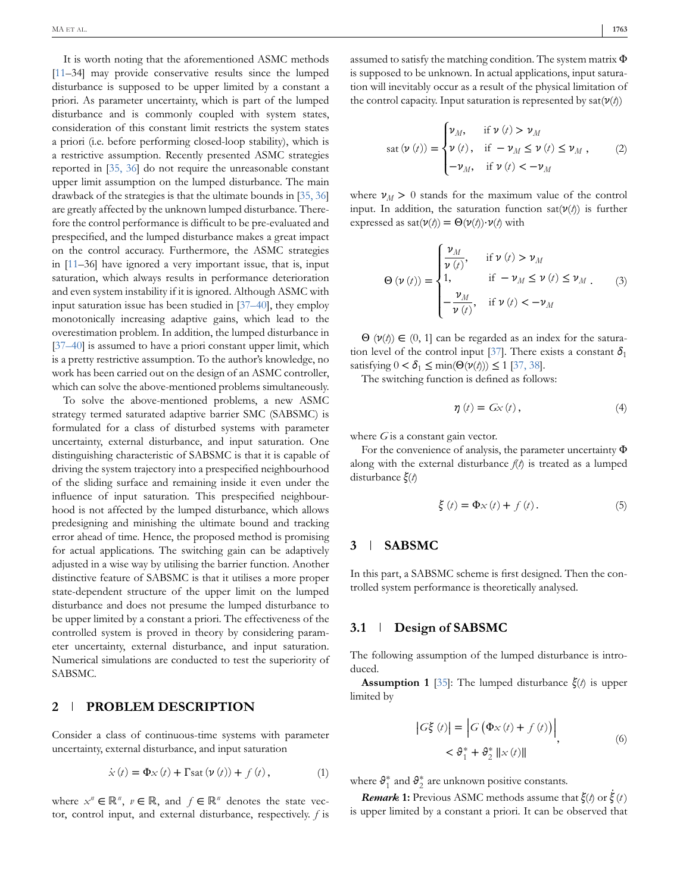It is worth noting that the aforementioned ASMC methods [11–34] may provide conservative results since the lumped disturbance is supposed to be upper limited by a constant a priori. As parameter uncertainty, which is part of the lumped disturbance and is commonly coupled with system states, consideration of this constant limit restricts the system states a priori (i.e. before performing closed-loop stability), which is a restrictive assumption. Recently presented ASMC strategies reported in [35, 36] do not require the unreasonable constant upper limit assumption on the lumped disturbance. The main drawback of the strategies is that the ultimate bounds in [35, 36] are greatly affected by the unknown lumped disturbance. Therefore the control performance is difficult to be pre-evaluated and prespecified, and the lumped disturbance makes a great impact on the control accuracy. Furthermore, the ASMC strategies in [11–36] have ignored a very important issue, that is, input saturation, which always results in performance deterioration and even system instability if it is ignored. Although ASMC with input saturation issue has been studied in [37–40], they employ monotonically increasing adaptive gains, which lead to the overestimation problem. In addition, the lumped disturbance in [37–40] is assumed to have a priori constant upper limit, which is a pretty restrictive assumption. To the author's knowledge, no work has been carried out on the design of an ASMC controller, which can solve the above-mentioned problems simultaneously.

To solve the above-mentioned problems, a new ASMC strategy termed saturated adaptive barrier SMC (SABSMC) is formulated for a class of disturbed systems with parameter uncertainty, external disturbance, and input saturation. One distinguishing characteristic of SABSMC is that it is capable of driving the system trajectory into a prespecified neighbourhood of the sliding surface and remaining inside it even under the influence of input saturation. This prespecified neighbourhood is not affected by the lumped disturbance, which allows predesigning and minishing the ultimate bound and tracking error ahead of time. Hence, the proposed method is promising for actual applications. The switching gain can be adaptively adjusted in a wise way by utilising the barrier function. Another distinctive feature of SABSMC is that it utilises a more proper state-dependent structure of the upper limit on the lumped disturbance and does not presume the lumped disturbance to be upper limited by a constant a priori. The effectiveness of the controlled system is proved in theory by considering parameter uncertainty, external disturbance, and input saturation. Numerical simulations are conducted to test the superiority of SABSMC.

## 2 | PROBLEM DESCRIPTION

Consider a class of continuous-time systems with parameter uncertainty, external disturbance, and input saturation

$$\dot{x}(t) = \Phi x(t) + \Gamma \operatorname{sat}(\nu(t)) + f(t), \tag{1}$$

where $x^n \in \mathbb{R}^n$, $\nu \in \mathbb{R}$, and $f \in \mathbb{R}^n$ denotes the state vector, control input, and external disturbance, respectively. $f$ is assumed to satisfy the matching condition. The system matrix $\Phi$ is supposed to be unknown. In actual applications, input saturation will inevitably occur as a result of the physical limitation of the control capacity. Input saturation is represented by $\operatorname{sat}(\nu(t))$

$$\operatorname{sat}(\nu(t)) = \begin{cases} \nu_M, & \text{if } \nu(t) > \nu_M \\ \nu(t), & \text{if } -\nu_M \le \nu(t) \le \nu_M \\ -\nu_M, & \text{if } \nu(t) < -\nu_M \end{cases}, \tag{2}$$

where $\nu_M > 0$ stands for the maximum value of the control input. In addition, the saturation function $\operatorname{sat}(\nu(t))$ is further expressed as $\operatorname{sat}(\nu(t)) = \Theta(\nu(t)) \cdot \nu(t)$ with

$$\Theta(\nu(t)) = \begin{cases} \dfrac{\nu_M}{\nu(t)}, & \text{if } \nu(t) > \nu_M \\ 1, & \text{if } -\nu_M \le \nu(t) \le \nu_M \\ -\dfrac{\nu_M}{\nu(t)}, & \text{if } \nu(t) < -\nu_M \end{cases}. \tag{3}$$

$\Theta(\nu(t)) \in (0, 1]$ can be regarded as an index for the saturation level of the control input [37]. There exists a constant $\delta_1$ satisfying $0 < \delta_1 \le \min(\Theta(\nu(t))) \le 1$ [37, 38].

The switching function is defined as follows:

$$\eta(t) = Gx(t), \tag{4}$$

where $G$ is a constant gain vector.

For the convenience of analysis, the parameter uncertainty $\Phi$ along with the external disturbance $f(t)$ is treated as a lumped disturbance $\xi(t)$

$$\xi(t) = \Phi x(t) + f(t). \tag{5}$$

## 3 | SABSMC

In this part, a SABSMC scheme is first designed. Then the controlled system performance is theoretically analysed.

### 3.1 | Design of SABSMC

The following assumption of the lumped disturbance is introduced.

**Assumption 1** [35]: The lumped disturbance $\xi(t)$ is upper limited by

$$\begin{aligned} |G\xi(t)| &= \left|G\left(\Phi x(t) + f(t)\right)\right| \\ &< \vartheta_1^* + \vartheta_2^* \|x(t)\| \end{aligned}, \tag{6}$$

where $\vartheta_1^*$ and $\vartheta_2^*$ are unknown positive constants.

***Remark* 1:** Previous ASMC methods assume that $\xi(t)$ or $\dot{\xi}(t)$ is upper limited by a constant a priori. It can be observed that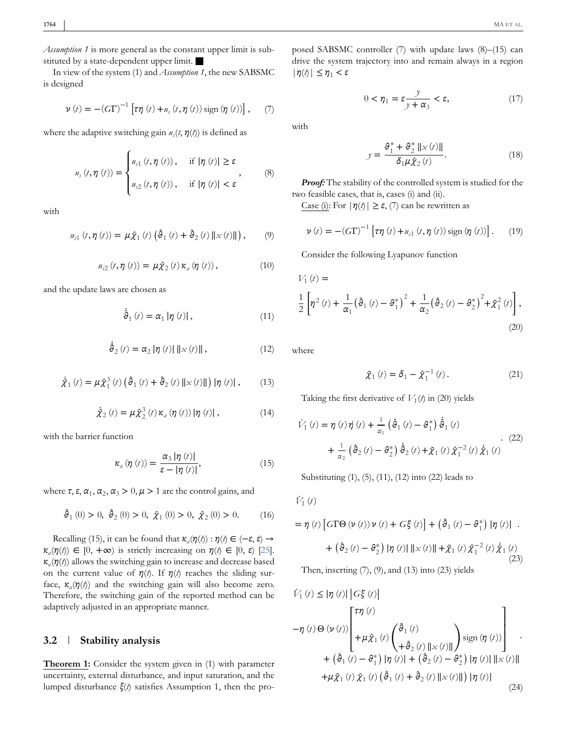*Assumption 1* is more general as the constant upper limit is substituted by a state-dependent upper limit. ■

In view of the system (1) and *Assumption 1*, the new SABSMC is designed

$$\nu(t) = -(G\Gamma)^{-1}\left[\tau\eta(t) + u_s(t,\eta(t))\,\mathrm{sign}(\eta(t))\right], \quad (7)$$

where the adaptive switching gain $u_s(t,\eta(t))$ is defined as

$$u_s(t,\eta(t)) = \begin{cases} u_{s1}(t,\eta(t)), & \text{if } |\eta(t)| \geq \varepsilon \\ u_{s2}(t,\eta(t)), & \text{if } |\eta(t)| < \varepsilon \end{cases}, \quad (8)$$

with

$$u_{s1}(t,\eta(t)) = \mu\hat{\chi}_1(t)\left(\hat{\vartheta}_1(t) + \hat{\vartheta}_2(t)\|x(t)\|\right), \quad (9)$$

$$u_{s2}(t,\eta(t)) = \mu\hat{\chi}_2(t)\kappa_a(\eta(t)), \quad (10)$$

and the update laws are chosen as

$$\dot{\hat{\vartheta}}_1(t) = \alpha_1|\eta(t)|, \quad (11)$$

$$\dot{\hat{\vartheta}}_2(t) = \alpha_2|\eta(t)|\|x(t)\|, \quad (12)$$

$$\dot{\hat{\chi}}_1(t) = \mu\hat{\chi}_1^3(t)\left(\hat{\vartheta}_1(t) + \hat{\vartheta}_2(t)\|x(t)\|\right)|\eta(t)|, \quad (13)$$

$$\dot{\hat{\chi}}_2(t) = \mu\hat{\chi}_2^3(t)\kappa_a(\eta(t))|\eta(t)|, \quad (14)$$

with the barrier function

$$\kappa_a(\eta(t)) = \frac{\alpha_3|\eta(t)|}{\varepsilon - |\eta(t)|}, \quad (15)$$

where $\tau, \varepsilon, \alpha_1, \alpha_2, \alpha_3 > 0, \mu > 1$ are the control gains, and

$$\hat{\vartheta}_1(0) > 0,\ \hat{\vartheta}_2(0) > 0,\ \hat{\chi}_1(0) > 0,\ \hat{\chi}_2(0) > 0. \quad (16)$$

Recalling (15), it can be found that $\kappa_a(\eta(t)) : \eta(t) \in (-\varepsilon, \varepsilon) \to \kappa_a(\eta(t)) \in [0, +\infty)$ is strictly increasing on $\eta(t) \in [0, \varepsilon)$ [25]. $\kappa_a(\eta(t))$ allows the switching gain to increase and decrease based on the current value of $\eta(t)$. If $\eta(t)$ reaches the sliding surface, $\kappa_a(\eta(t))$ and the switching gain will also become zero. Therefore, the switching gain of the reported method can be adaptively adjusted in an appropriate manner.

## 3.2 Stability analysis

**Theorem 1:** Consider the system given in (1) with parameter uncertainty, external disturbance, and input saturation, and the lumped disturbance $\xi(t)$ satisfies Assumption 1, then the proposed SABSMC controller (7) with update laws (8)–(15) can drive the system trajectory into and remain always in a region $|\eta(t)| \leq \eta_1 < \varepsilon$

$$0 < \eta_1 = \varepsilon\frac{y}{y + \alpha_3} < \varepsilon, \quad (17)$$

with

$$y = \frac{\vartheta_1^* + \vartheta_2^*\|x(t)\|}{\delta_1\mu\hat{\chi}_2(t)}. \quad (18)$$

***Proof:*** The stability of the controlled system is studied for the two feasible cases, that is, cases (i) and (ii).

Case (i): For $|\eta(t)| \geq \varepsilon$, (7) can be rewritten as

$$\nu(t) = -(G\Gamma)^{-1}\left[\tau\eta(t) + u_{s1}(t,\eta(t))\,\mathrm{sign}(\eta(t))\right]. \quad (19)$$

Consider the following Lyapunov function

$$V_1(t) = \frac{1}{2}\left[\eta^2(t) + \frac{1}{\alpha_1}\left(\hat{\vartheta}_1(t) - \vartheta_1^*\right)^2 + \frac{1}{\alpha_2}\left(\hat{\vartheta}_2(t) - \vartheta_2^*\right)^2 + \tilde{\chi}_1^2(t)\right], \quad (20)$$

where

$$\tilde{\chi}_1(t) = \delta_1 - \hat{\chi}_1^{-1}(t). \quad (21)$$

Taking the first derivative of $V_1(t)$ in (20) yields

$$\dot{V}_1(t) = \eta(t)\dot{\eta}(t) + \frac{1}{\alpha_1}\left(\hat{\vartheta}_1(t) - \vartheta_1^*\right)\dot{\hat{\vartheta}}_1(t) + \frac{1}{\alpha_2}\left(\hat{\vartheta}_2(t) - \vartheta_2^*\right)\dot{\hat{\vartheta}}_2(t) + \tilde{\chi}_1(t)\hat{\chi}_1^{-2}(t)\dot{\hat{\chi}}_1(t). \quad (22)$$

Substituting (1), (5), (11), (12) into (22) leads to

$$\begin{aligned}\dot{V}_1(t) &= \eta(t)\left[G\Gamma\Theta(\nu(t))\nu(t) + G\xi(t)\right] + \left(\hat{\vartheta}_1(t) - \vartheta_1^*\right)|\eta(t)| \\ &+ \left(\hat{\vartheta}_2(t) - \vartheta_2^*\right)|\eta(t)|\|x(t)\| + \tilde{\chi}_1(t)\hat{\chi}_1^{-2}(t)\dot{\hat{\chi}}_1(t)\end{aligned}. \quad (23)$$

Then, inserting (7), (9), and (13) into (23) yields

$$\begin{aligned}\dot{V}_1(t) &\leq |\eta(t)|\left|G\xi(t)\right| \\ &- \eta(t)\Theta(\nu(t))\left[\tau\eta(t) + \mu\hat{\chi}_1(t)\left(\hat{\vartheta}_1(t) + \hat{\vartheta}_2(t)\|x(t)\|\right)\mathrm{sign}(\eta(t))\right] \\ &+ \left(\hat{\vartheta}_1(t) - \vartheta_1^*\right)|\eta(t)| + \left(\hat{\vartheta}_2(t) - \vartheta_2^*\right)|\eta(t)|\|x(t)\| \\ &+ \mu\tilde{\chi}_1(t)\hat{\chi}_1(t)\left(\hat{\vartheta}_1(t) + \hat{\vartheta}_2(t)\|x(t)\|\right)|\eta(t)|\end{aligned}. \quad (24)$$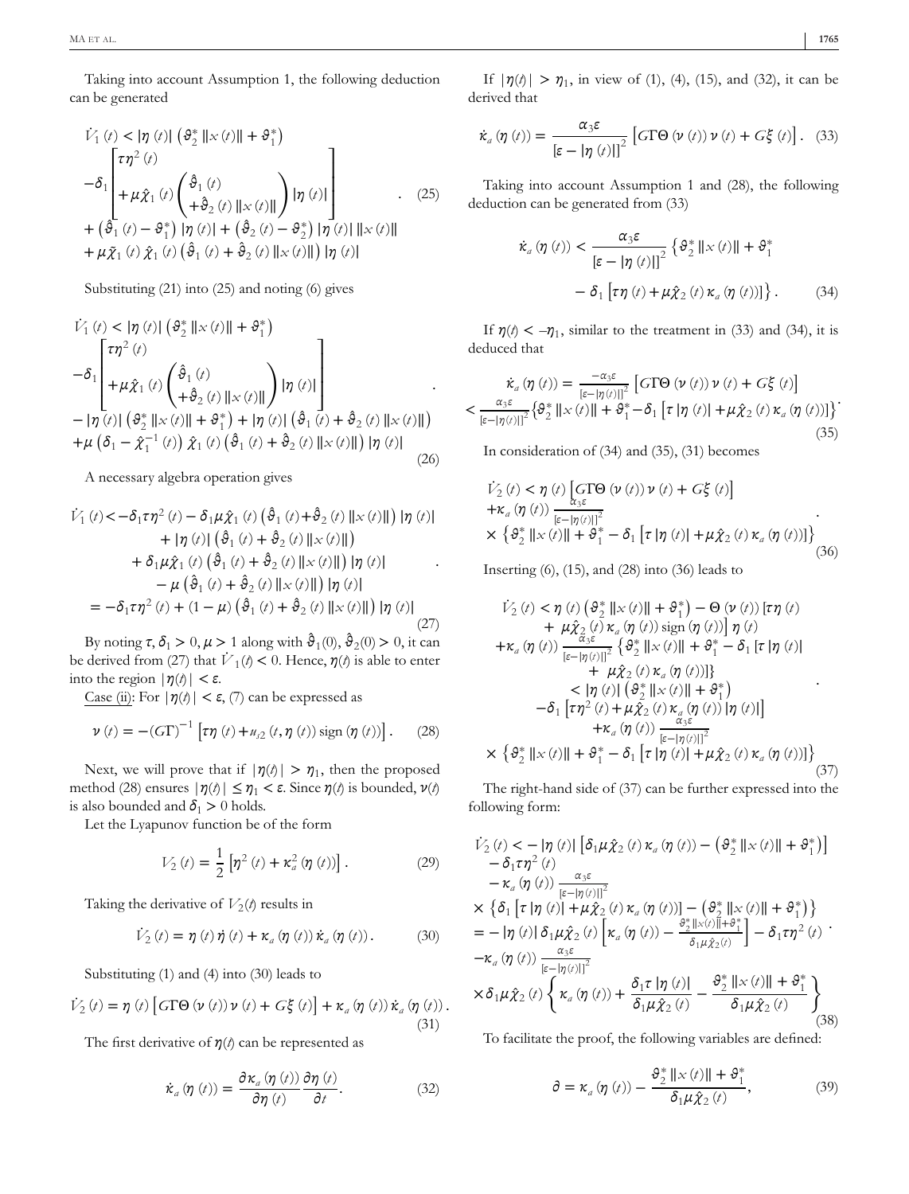Taking into account Assumption 1, the following deduction can be generated

$$
\begin{array}{l}
\dot{V}_1(t) < |\eta(t)| \left( \vartheta_2^* \|x(t)\| + \vartheta_1^* \right) \\
-\delta_1 \left[ \begin{array}{l} \tau \eta^2(t) \\ + \mu \hat{\chi}_1(t) \left( \begin{array}{l} \hat{\vartheta}_1(t) \\ + \hat{\vartheta}_2(t) \|x(t)\| \end{array} \right) |\eta(t)| \end{array} \right] \\
+ \left( \hat{\vartheta}_1(t) - \vartheta_1^* \right) |\eta(t)| + \left( \hat{\vartheta}_2(t) - \vartheta_2^* \right) |\eta(t)| \|x(t)\| \\
+ \mu \tilde{\chi}_1(t) \hat{\chi}_1(t) \left( \hat{\vartheta}_1(t) + \hat{\vartheta}_2(t) \|x(t)\| \right) |\eta(t)|
\end{array} . \quad (25)
$$

Substituting (21) into (25) and noting (6) gives

$$
\begin{array}{l}
\dot{V}_1(t) < |\eta(t)| \left( \vartheta_2^* \|x(t)\| + \vartheta_1^* \right) \\
-\delta_1 \left[ \begin{array}{l} \tau \eta^2(t) \\ + \mu \hat{\chi}_1(t) \left( \begin{array}{l} \hat{\vartheta}_1(t) \\ + \hat{\vartheta}_2(t) \|x(t)\| \end{array} \right) |\eta(t)| \end{array} \right] \\
- |\eta(t)| \left( \vartheta_2^* \|x(t)\| + \vartheta_1^* \right) + |\eta(t)| \left( \hat{\vartheta}_1(t) + \hat{\vartheta}_2(t) \|x(t)\| \right) \\
+ \mu \left( \delta_1 - \hat{\chi}_1^{-1}(t) \right) \hat{\chi}_1(t) \left( \hat{\vartheta}_1(t) + \hat{\vartheta}_2(t) \|x(t)\| \right) |\eta(t)|
\end{array} . \quad (26)
$$

A necessary algebra operation gives

$$
\begin{array}{l}
\dot{V}_1(t) < -\delta_1 \tau \eta^2(t) - \delta_1 \mu \hat{\chi}_1(t) \left( \hat{\vartheta}_1(t) + \hat{\vartheta}_2(t) \|x(t)\| \right) |\eta(t)| \\
\quad + |\eta(t)| \left( \hat{\vartheta}_1(t) + \hat{\vartheta}_2(t) \|x(t)\| \right) \\
\quad + \delta_1 \mu \hat{\chi}_1(t) \left( \hat{\vartheta}_1(t) + \hat{\vartheta}_2(t) \|x(t)\| \right) |\eta(t)| \\
\quad - \mu \left( \hat{\vartheta}_1(t) + \hat{\vartheta}_2(t) \|x(t)\| \right) |\eta(t)| \\
= -\delta_1 \tau \eta^2(t) + (1 - \mu) \left( \hat{\vartheta}_1(t) + \hat{\vartheta}_2(t) \|x(t)\| \right) |\eta(t)|
\end{array} . \quad (27)
$$

By noting $\tau, \delta_1 > 0, \mu > 1$ along with $\hat{\vartheta}_1(0), \hat{\vartheta}_2(0) > 0$, it can be derived from (27) that $\dot{V}_1(t) < 0$. Hence, $\eta(t)$ is able to enter into the region $|\eta(t)| < \varepsilon$.

Case (ii): For $|\eta(t)| < \varepsilon$, (7) can be expressed as

$$
\nu(t) = -(G\Gamma)^{-1} \left[ \tau \eta(t) + u_{i2}(t, \eta(t)) \operatorname{sign}(\eta(t)) \right]. \quad (28)
$$

Next, we will prove that if $|\eta(t)| > \eta_1$, then the proposed method (28) ensures $|\eta(t)| \leq \eta_1 < \varepsilon$. Since $\eta(t)$ is bounded, $\nu(t)$ is also bounded and $\delta_1 > 0$ holds.

Let the Lyapunov function be of the form

$$
V_2(t) = \frac{1}{2} \left[ \eta^2(t) + \kappa_a^2(\eta(t)) \right]. \quad (29)
$$

Taking the derivative of $V_2(t)$ results in

$$
\dot{V}_2(t) = \eta(t) \dot{\eta}(t) + \kappa_a(\eta(t)) \dot{\kappa}_a(\eta(t)). \quad (30)
$$

Substituting (1) and (4) into (30) leads to

$$
\dot{V}_2(t) = \eta(t) \left[ G\Gamma\Theta(\nu(t)) \nu(t) + G\xi(t) \right] + \kappa_a(\eta(t)) \dot{\kappa}_a(\eta(t)). \quad (31)
$$

The first derivative of $\eta(t)$ can be represented as

$$
\dot{\kappa}_a(\eta(t)) = \frac{\partial \kappa_a(\eta(t))}{\partial \eta(t)} \frac{\partial \eta(t)}{\partial t}. \quad (32)
$$

If $|\eta(t)| > \eta_1$, in view of (1), (4), (15), and (32), it can be derived that

$$
\dot{\kappa}_a(\eta(t)) = \frac{\alpha_3 \varepsilon}{\left[\varepsilon - |\eta(t)|\right]^2} \left[ G\Gamma\Theta(\nu(t)) \nu(t) + G\xi(t) \right]. \quad (33)
$$

Taking into account Assumption 1 and (28), the following deduction can be generated from (33)

$$
\begin{array}{l}
\dot{\kappa}_a(\eta(t)) < \dfrac{\alpha_3 \varepsilon}{\left[\varepsilon - |\eta(t)|\right]^2} \left\{ \vartheta_2^* \|x(t)\| + \vartheta_1^* \right. \\
\qquad \left. - \delta_1 \left[ \tau \eta(t) + \mu \hat{\chi}_2(t) \kappa_a(\eta(t)) \right] \right\}.
\end{array} \quad (34)
$$

If $\eta(t) < -\eta_1$, similar to the treatment in (33) and (34), it is deduced that

$$
\begin{array}{l}
\dot{\kappa}_a(\eta(t)) = \frac{-\alpha_3 \varepsilon}{\left[\varepsilon - |\eta(t)|\right]^2} \left[ G\Gamma\Theta(\nu(t)) \nu(t) + G\xi(t) \right] \\
< \frac{\alpha_3 \varepsilon}{\left[\varepsilon - |\eta(t)|\right]^2} \left\{ \vartheta_2^* \|x(t)\| + \vartheta_1^* - \delta_1 \left[ \tau |\eta(t)| + \mu \hat{\chi}_2(t) \kappa_a(\eta(t)) \right] \right\}
\end{array} . \quad (35)
$$

In consideration of (34) and (35), (31) becomes

$$
\begin{array}{l}
\dot{V}_2(t) < \eta(t) \left[ G\Gamma\Theta(\nu(t)) \nu(t) + G\xi(t) \right] \\
+ \kappa_a(\eta(t)) \frac{\alpha_3 \varepsilon}{\left[\varepsilon - |\eta(t)|\right]^2} \\
\times \left\{ \vartheta_2^* \|x(t)\| + \vartheta_1^* - \delta_1 \left[ \tau |\eta(t)| + \mu \hat{\chi}_2(t) \kappa_a(\eta(t)) \right] \right\}
\end{array} . \quad (36)
$$

Inserting (6), (15), and (28) into (36) leads to

$$
\begin{array}{l}
\dot{V}_2(t) < \eta(t) \left( \vartheta_2^* \|x(t)\| + \vartheta_1^* \right) - \Theta(\nu(t)) \left[ \tau \eta(t) \right. \\
\quad \left. + \mu \hat{\chi}_2(t) \kappa_a(\eta(t)) \operatorname{sign}(\eta(t)) \right] \eta(t) \\
+ \kappa_a(\eta(t)) \frac{\alpha_3 \varepsilon}{\left[\varepsilon - |\eta(t)|\right]^2} \left\{ \vartheta_2^* \|x(t)\| + \vartheta_1^* - \delta_1 \left[ \tau |\eta(t)| \right. \right. \\
\quad \left. \left. + \mu \hat{\chi}_2(t) \kappa_a(\eta(t)) \right] \right\} \\
\quad < |\eta(t)| \left( \vartheta_2^* \|x(t)\| + \vartheta_1^* \right) \\
\quad - \delta_1 \left[ \tau \eta^2(t) + \mu \hat{\chi}_2(t) \kappa_a(\eta(t)) |\eta(t)| \right] \\
\quad + \kappa_a(\eta(t)) \frac{\alpha_3 \varepsilon}{\left[\varepsilon - |\eta(t)|\right]^2} \\
\times \left\{ \vartheta_2^* \|x(t)\| + \vartheta_1^* - \delta_1 \left[ \tau |\eta(t)| + \mu \hat{\chi}_2(t) \kappa_a(\eta(t)) \right] \right\}
\end{array} . \quad (37)
$$

The right-hand side of (37) can be further expressed into the following form:

$$
\begin{array}{l}
\dot{V}_2(t) < -|\eta(t)| \left[ \delta_1 \mu \hat{\chi}_2(t) \kappa_a(\eta(t)) - \left( \vartheta_2^* \|x(t)\| + \vartheta_1^* \right) \right] \\
- \delta_1 \tau \eta^2(t) \\
- \kappa_a(\eta(t)) \frac{\alpha_3 \varepsilon}{\left[\varepsilon - |\eta(t)|\right]^2} \\
\times \left\{ \delta_1 \left[ \tau |\eta(t)| + \mu \hat{\chi}_2(t) \kappa_a(\eta(t)) \right] - \left( \vartheta_2^* \|x(t)\| + \vartheta_1^* \right) \right\} \\
= -|\eta(t)| \delta_1 \mu \hat{\chi}_2(t) \left[ \kappa_a(\eta(t)) - \frac{\vartheta_2^* \|x(t)\| + \vartheta_1^*}{\delta_1 \mu \hat{\chi}_2(t)} \right] - \delta_1 \tau \eta^2(t) \\
- \kappa_a(\eta(t)) \frac{\alpha_3 \varepsilon}{\left[\varepsilon - |\eta(t)|\right]^2} \\
\times \delta_1 \mu \hat{\chi}_2(t) \left\{ \kappa_a(\eta(t)) + \dfrac{\delta_1 \tau |\eta(t)|}{\delta_1 \mu \hat{\chi}_2(t)} - \dfrac{\vartheta_2^* \|x(t)\| + \vartheta_1^*}{\delta_1 \mu \hat{\chi}_2(t)} \right\}
\end{array} . \quad (38)
$$

To facilitate the proof, the following variables are defined:

$$
\partial = \kappa_a(\eta(t)) - \frac{\vartheta_2^* \|x(t)\| + \vartheta_1^*}{\delta_1 \mu \hat{\chi}_2(t)}, \quad (39)
$$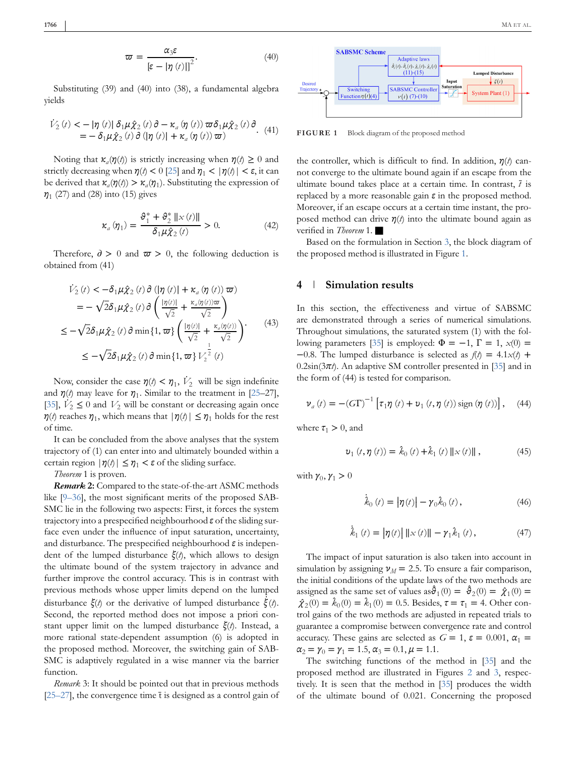$$\varpi = \frac{\alpha_3 \varepsilon}{[\varepsilon - |\eta(t)|]^2}. \tag{40}$$

Substituting (39) and (40) into (38), a fundamental algebra yields

$$\begin{aligned}\dot{V}_2(t) &< -|\eta(t)|\,\delta_1\mu\hat{\chi}_2(t)\,\partial - \kappa_a(\eta(t))\,\varpi\delta_1\mu\hat{\chi}_2(t)\,\partial \\ &= -\delta_1\mu\hat{\chi}_2(t)\,\partial\,(|\eta(t)| + \kappa_a(\eta(t))\,\varpi)\end{aligned}. \tag{41}$$

Noting that $\kappa_a(\eta(t))$ is strictly increasing when $\eta(t) \geq 0$ and strictly decreasing when $\eta(t) < 0$ [25] and $\eta_1 < |\eta(t)| < \varepsilon$, it can be derived that $\kappa_a(\eta(t)) > \kappa_a(\eta_1)$. Substituting the expression of $\eta_1$ (27) and (28) into (15) gives

$$\kappa_a(\eta_1) = \frac{\vartheta_1^* + \vartheta_2^* \|x(t)\|}{\delta_1\mu\hat{\chi}_2(t)} > 0. \tag{42}$$

Therefore, $\partial > 0$ and $\varpi > 0$, the following deduction is obtained from (41)

$$\begin{aligned}\dot{V}_2(t) &< -\delta_1\mu\hat{\chi}_2(t)\,\partial\,(|\eta(t)| + \kappa_a(\eta(t))\,\varpi) \\ &= -\sqrt{2}\delta_1\mu\hat{\chi}_2(t)\,\partial\left(\frac{|\eta(t)|}{\sqrt{2}} + \frac{\kappa_a(\eta(t))\varpi}{\sqrt{2}}\right) \\ &\leq -\sqrt{2}\delta_1\mu\hat{\chi}_2(t)\,\partial\min\{1,\varpi\}\left(\frac{|\eta(t)|}{\sqrt{2}} + \frac{\kappa_a(\eta(t))}{\sqrt{2}}\right) \\ &\leq -\sqrt{2}\delta_1\mu\hat{\chi}_2(t)\,\partial\min\{1,\varpi\}\,V_2^{\frac{1}{2}}(t)\end{aligned} \tag{43}$$

Now, consider the case $\eta(t) < \eta_1$, $\dot{V}_2$ will be sign indefinite and $\eta(t)$ may leave for $\eta_1$. Similar to the treatment in [25–27], [35], $\dot{V}_2 \leq 0$ and $V_2$ will be constant or decreasing again once $\eta(t)$ reaches $\eta_1$, which means that $|\eta(t)| \leq \eta_1$ holds for the rest of time.

It can be concluded from the above analyses that the system trajectory of (1) can enter into and ultimately bounded within a certain region $|\eta(t)| \leq \eta_1 < \varepsilon$ of the sliding surface.

*Theorem* 1 is proven.

***Remark* 2:** Compared to the state-of-the-art ASMC methods like [9–36], the most significant merits of the proposed SABSMC lie in the following two aspects: First, it forces the system trajectory into a prespecified neighbourhood $\varepsilon$ of the sliding surface even under the influence of input saturation, uncertainty, and disturbance. The prespecified neighbourhood $\varepsilon$ is independent of the lumped disturbance $\xi(t)$, which allows to design the ultimate bound of the system trajectory in advance and further improve the control accuracy. This is in contrast with previous methods whose upper limits depend on the lumped disturbance $\xi(t)$ or the derivative of lumped disturbance $\dot{\xi}(t)$. Second, the reported method does not impose a priori constant upper limit on the lumped disturbance $\xi(t)$. Instead, a more rational state-dependent assumption (6) is adopted in the proposed method. Moreover, the switching gain of SABSMC is adaptively regulated in a wise manner via the barrier function.

*Remark* 3: It should be pointed out that in previous methods [25–27], the convergence time $\bar{t}$ is designed as a control gain of the controller, which is difficult to find. In addition, $\eta(t)$ cannot converge to the ultimate bound again if an escape from the ultimate bound takes place at a certain time. In contrast, $\bar{t}$ is replaced by a more reasonable gain $\varepsilon$ in the proposed method. Moreover, if an escape occurs at a certain time instant, the proposed method can drive $\eta(t)$ into the ultimate bound again as verified in *Theorem* 1. ■

FIGURE 1 Block diagram of the proposed method

Based on the formulation in Section 3, the block diagram of the proposed method is illustrated in Figure 1.

## 4 | Simulation results

In this section, the effectiveness and virtue of SABSMC are demonstrated through a series of numerical simulations. Throughout simulations, the saturated system (1) with the following parameters [35] is employed: $\Phi = -1$, $\Gamma = 1$, $x(0) = -0.8$. The lumped disturbance is selected as $f(t) = 4.1x(t) + 0.2\sin(3\pi t)$. An adaptive SM controller presented in [35] and in the form of (44) is tested for comparison.

$$\nu_a(t) = -(G\Gamma)^{-1}\left[\tau_1\eta(t) + \upsilon_1(t,\eta(t))\,\mathrm{sign}(\eta(t))\right], \tag{44}$$

where $\tau_1 > 0$, and

$$\upsilon_1(t,\eta(t)) = \hat{k}_0(t) + \hat{k}_1(t)\,\|x(t)\|, \tag{45}$$

with $\gamma_0, \gamma_1 > 0$

$$\dot{\hat{k}}_0(t) = |\eta(t)| - \gamma_0\hat{k}_0(t), \tag{46}$$

$$\dot{\hat{k}}_1(t) = |\eta(t)|\,\|x(t)\| - \gamma_1\hat{k}_1(t), \tag{47}$$

The impact of input saturation is also taken into account in simulation by assigning $\nu_M = 2.5$. To ensure a fair comparison, the initial conditions of the update laws of the two methods are assigned as the same set of values as $\hat{\vartheta}_1(0) = \hat{\vartheta}_2(0) = \hat{\chi}_1(0) = \hat{\chi}_2(0) = \hat{k}_0(0) = \hat{k}_1(0) = 0.5$. Besides, $\tau = \tau_1 = 4$. Other control gains of the two methods are adjusted in repeated trials to guarantee a compromise between convergence rate and control accuracy. These gains are selected as $G = 1$, $\varepsilon = 0.001$, $\alpha_1 = \alpha_2 = \gamma_0 = \gamma_1 = 1.5$, $\alpha_3 = 0.1$, $\mu = 1.1$.

The switching functions of the method in [35] and the proposed method are illustrated in Figures 2 and 3, respectively. It is seen that the method in [35] produces the width of the ultimate bound of 0.021. Concerning the proposed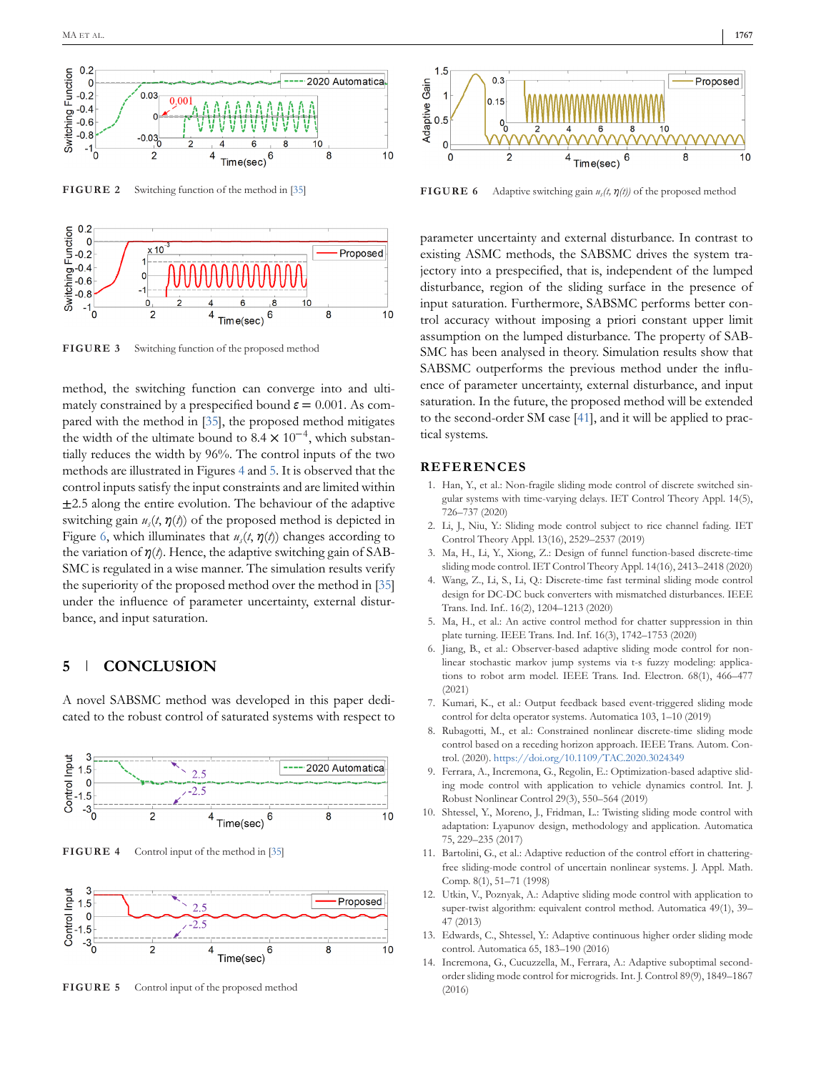FIGURE 2 Switching function of the method in [35]

FIGURE 3 Switching function of the proposed method

method, the switching function can converge into and ultimately constrained by a prespecified bound $\varepsilon = 0.001$. As compared with the method in [35], the proposed method mitigates the width of the ultimate bound to $8.4 \times 10^{-4}$, which substantially reduces the width by 96%. The control inputs of the two methods are illustrated in Figures 4 and 5. It is observed that the control inputs satisfy the input constraints and are limited within $\pm 2.5$ along the entire evolution. The behaviour of the adaptive switching gain $u_s(t, \eta(t))$ of the proposed method is depicted in Figure 6, which illuminates that $u_s(t, \eta(t))$ changes according to the variation of $\eta(t)$. Hence, the adaptive switching gain of SABSMC is regulated in a wise manner. The simulation results verify the superiority of the proposed method over the method in [35] under the influence of parameter uncertainty, external disturbance, and input saturation.

## 5 | CONCLUSION

A novel SABSMC method was developed in this paper dedicated to the robust control of saturated systems with respect to

FIGURE 4 Control input of the method in [35]

FIGURE 5 Control input of the proposed method

FIGURE 6 Adaptive switching gain $u_s(t, \eta(t))$ of the proposed method

parameter uncertainty and external disturbance. In contrast to existing ASMC methods, the SABSMC drives the system trajectory into a prespecified, that is, independent of the lumped disturbance, region of the sliding surface in the presence of input saturation. Furthermore, SABSMC performs better control accuracy without imposing a priori constant upper limit assumption on the lumped disturbance. The property of SABSMC has been analysed in theory. Simulation results show that SABSMC outperforms the previous method under the influence of parameter uncertainty, external disturbance, and input saturation. In the future, the proposed method will be extended to the second-order SM case [41], and it will be applied to practical systems.

## REFERENCES

1. Han, Y., et al.: Non-fragile sliding mode control of discrete switched singular systems with time-varying delays. IET Control Theory Appl. 14(5), 726–737 (2020)
2. Li, J., Niu, Y.: Sliding mode control subject to rice channel fading. IET Control Theory Appl. 13(16), 2529–2537 (2019)
3. Ma, H., Li, Y., Xiong, Z.: Design of funnel function-based discrete-time sliding mode control. IET Control Theory Appl. 14(16), 2413–2418 (2020)
4. Wang, Z., Li, S., Li, Q.: Discrete-time fast terminal sliding mode control design for DC-DC buck converters with mismatched disturbances. IEEE Trans. Ind. Inf.. 16(2), 1204–1213 (2020)
5. Ma, H., et al.: An active control method for chatter suppression in thin plate turning. IEEE Trans. Ind. Inf. 16(3), 1742–1753 (2020)
6. Jiang, B., et al.: Observer-based adaptive sliding mode control for nonlinear stochastic markov jump systems via t-s fuzzy modeling: applications to robot arm model. IEEE Trans. Ind. Electron. 68(1), 466–477 (2021)
7. Kumari, K., et al.: Output feedback based event-triggered sliding mode control for delta operator systems. Automatica 103, 1–10 (2019)
8. Rubagotti, M., et al.: Constrained nonlinear discrete-time sliding mode control based on a receding horizon approach. IEEE Trans. Autom. Control. (2020). https://doi.org/10.1109/TAC.2020.3024349
9. Ferrara, A., Incremona, G., Regolin, E.: Optimization-based adaptive sliding mode control with application to vehicle dynamics control. Int. J. Robust Nonlinear Control 29(3), 550–564 (2019)
10. Shtessel, Y., Moreno, J., Fridman, L.: Twisting sliding mode control with adaptation: Lyapunov design, methodology and application. Automatica 75, 229–235 (2017)
11. Bartolini, G., et al.: Adaptive reduction of the control effort in chattering-free sliding-mode control of uncertain nonlinear systems. J. Appl. Math. Comp. 8(1), 51–71 (1998)
12. Utkin, V., Poznyak, A.: Adaptive sliding mode control with application to super-twist algorithm: equivalent control method. Automatica 49(1), 39–47 (2013)
13. Edwards, C., Shtessel, Y.: Adaptive continuous higher order sliding mode control. Automatica 65, 183–190 (2016)
14. Incremona, G., Cucuzzella, M., Ferrara, A.: Adaptive suboptimal second-order sliding mode control for microgrids. Int. J. Control 89(9), 1849–1867 (2016)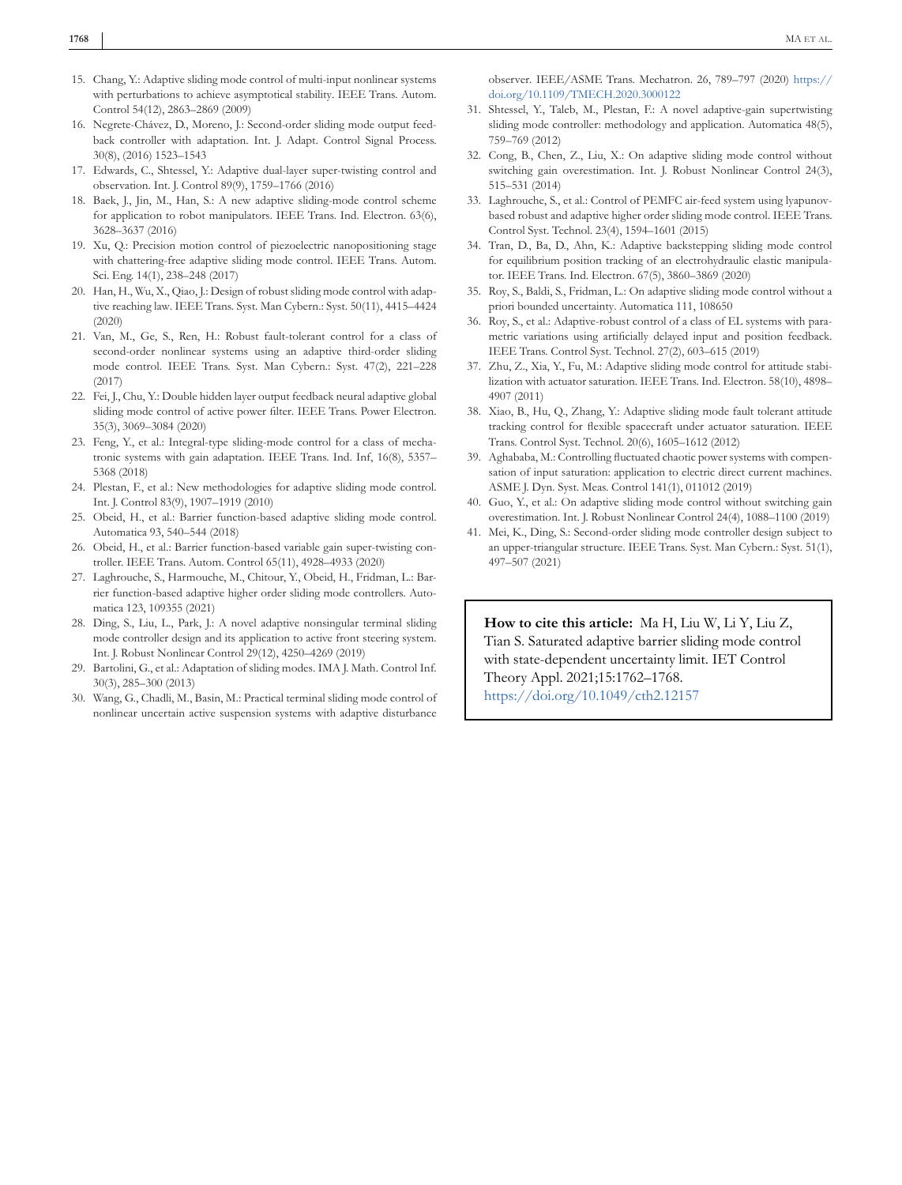15. Chang, Y.: Adaptive sliding mode control of multi-input nonlinear systems with perturbations to achieve asymptotical stability. IEEE Trans. Autom. Control 54(12), 2863–2869 (2009)
16. Negrete-Chávez, D., Moreno, J.: Second-order sliding mode output feedback controller with adaptation. Int. J. Adapt. Control Signal Process. 30(8), (2016) 1523–1543
17. Edwards, C., Shtessel, Y.: Adaptive dual-layer super-twisting control and observation. Int. J. Control 89(9), 1759–1766 (2016)
18. Baek, J., Jin, M., Han, S.: A new adaptive sliding-mode control scheme for application to robot manipulators. IEEE Trans. Ind. Electron. 63(6), 3628–3637 (2016)
19. Xu, Q.: Precision motion control of piezoelectric nanopositioning stage with chattering-free adaptive sliding mode control. IEEE Trans. Autom. Sci. Eng. 14(1), 238–248 (2017)
20. Han, H., Wu, X., Qiao, J.: Design of robust sliding mode control with adaptive reaching law. IEEE Trans. Syst. Man Cybern.: Syst. 50(11), 4415–4424 (2020)
21. Van, M., Ge, S., Ren, H.: Robust fault-tolerant control for a class of second-order nonlinear systems using an adaptive third-order sliding mode control. IEEE Trans. Syst. Man Cybern.: Syst. 47(2), 221–228 (2017)
22. Fei, J., Chu, Y.: Double hidden layer output feedback neural adaptive global sliding mode control of active power filter. IEEE Trans. Power Electron. 35(3), 3069–3084 (2020)
23. Feng, Y., et al.: Integral-type sliding-mode control for a class of mechatronic systems with gain adaptation. IEEE Trans. Ind. Inf, 16(8), 5357–5368 (2018)
24. Plestan, F., et al.: New methodologies for adaptive sliding mode control. Int. J. Control 83(9), 1907–1919 (2010)
25. Obeid, H., et al.: Barrier function-based adaptive sliding mode control. Automatica 93, 540–544 (2018)
26. Obeid, H., et al.: Barrier function-based variable gain super-twisting controller. IEEE Trans. Autom. Control 65(11), 4928–4933 (2020)
27. Laghrouche, S., Harmouche, M., Chitour, Y., Obeid, H., Fridman, L.: Barrier function-based adaptive higher order sliding mode controllers. Automatica 123, 109355 (2021)
28. Ding, S., Liu, L., Park, J.: A novel adaptive nonsingular terminal sliding mode controller design and its application to active front steering system. Int. J. Robust Nonlinear Control 29(12), 4250–4269 (2019)
29. Bartolini, G., et al.: Adaptation of sliding modes. IMA J. Math. Control Inf. 30(3), 285–300 (2013)
30. Wang, G., Chadli, M., Basin, M.: Practical terminal sliding mode control of nonlinear uncertain active suspension systems with adaptive disturbance observer. IEEE/ASME Trans. Mechatron. 26, 789–797 (2020) https://doi.org/10.1109/TMECH.2020.3000122
31. Shtessel, Y., Taleb, M., Plestan, F.: A novel adaptive-gain supertwisting sliding mode controller: methodology and application. Automatica 48(5), 759–769 (2012)
32. Cong, B., Chen, Z., Liu, X.: On adaptive sliding mode control without switching gain overestimation. Int. J. Robust Nonlinear Control 24(3), 515–531 (2014)
33. Laghrouche, S., et al.: Control of PEMFC air-feed system using lyapunov-based robust and adaptive higher order sliding mode control. IEEE Trans. Control Syst. Technol. 23(4), 1594–1601 (2015)
34. Tran, D., Ba, D., Ahn, K.: Adaptive backstepping sliding mode control for equilibrium position tracking of an electrohydraulic elastic manipulator. IEEE Trans. Ind. Electron. 67(5), 3860–3869 (2020)
35. Roy, S., Baldi, S., Fridman, L.: On adaptive sliding mode control without a priori bounded uncertainty. Automatica 111, 108650
36. Roy, S., et al.: Adaptive-robust control of a class of EL systems with parametric variations using artificially delayed input and position feedback. IEEE Trans. Control Syst. Technol. 27(2), 603–615 (2019)
37. Zhu, Z., Xia, Y., Fu, M.: Adaptive sliding mode control for attitude stabilization with actuator saturation. IEEE Trans. Ind. Electron. 58(10), 4898–4907 (2011)
38. Xiao, B., Hu, Q., Zhang, Y.: Adaptive sliding mode fault tolerant attitude tracking control for flexible spacecraft under actuator saturation. IEEE Trans. Control Syst. Technol. 20(6), 1605–1612 (2012)
39. Aghababa, M.: Controlling fluctuated chaotic power systems with compensation of input saturation: application to electric direct current machines. ASME J. Dyn. Syst. Meas. Control 141(1), 011012 (2019)
40. Guo, Y., et al.: On adaptive sliding mode control without switching gain overestimation. Int. J. Robust Nonlinear Control 24(4), 1088–1100 (2019)
41. Mei, K., Ding, S.: Second-order sliding mode controller design subject to an upper-triangular structure. IEEE Trans. Syst. Man Cybern.: Syst. 51(1), 497–507 (2021)

**How to cite this article:** Ma H, Liu W, Li Y, Liu Z, Tian S. Saturated adaptive barrier sliding mode control with state-dependent uncertainty limit. IET Control Theory Appl. 2021;15:1762–1768. https://doi.org/10.1049/cth2.12157